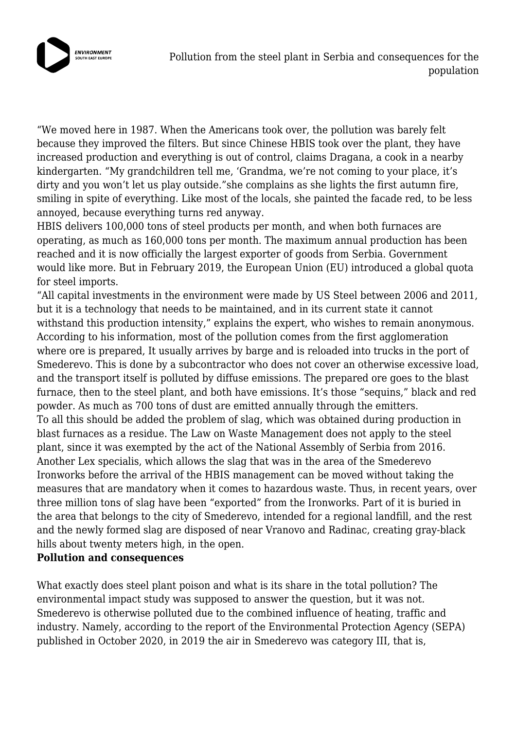“We moved here in 1987. When the Americans took over, the pollution was barely felt because they improved the filters. But since Chinese HBIS took over the plant, they have increased production and everything is out of control, claims Dragana, a cook in a nearby kindergarten. “My grandchildren tell me, ‘Grandma, we’re not coming to your place, it’s dirty and you won’t let us play outside.”she complains as she lights the first autumn fire, smiling in spite of everything. Like most of the locals, she painted the facade red, to be less annoyed, because everything turns red anyway.

HBIS delivers 100,000 tons of steel products per month, and when both furnaces are operating, as much as 160,000 tons per month. The maximum annual production has been reached and it is now officially the largest exporter of goods from Serbia. Government would like more. But in February 2019, the European Union (EU) introduced a global quota for steel imports.

“All capital investments in the environment were made by US Steel between 2006 and 2011, but it is a technology that needs to be maintained, and in its current state it cannot withstand this production intensity,” explains the expert, who wishes to remain anonymous. According to his information, most of the pollution comes from the first agglomeration where ore is prepared, It usually arrives by barge and is reloaded into trucks in the port of Smederevo. This is done by a subcontractor who does not cover an otherwise excessive load, and the transport itself is polluted by diffuse emissions. The prepared ore goes to the blast furnace, then to the steel plant, and both have emissions. It’s those “sequins,” black and red powder. As much as 700 tons of dust are emitted annually through the emitters.

To all this should be added the problem of slag, which was obtained during production in blast furnaces as a residue. The Law on Waste Management does not apply to the steel plant, since it was exempted by the act of the National Assembly of Serbia from 2016. Another Lex specialis, which allows the slag that was in the area of the Smederevo Ironworks before the arrival of the HBIS management can be moved without taking the measures that are mandatory when it comes to hazardous waste. Thus, in recent years, over three million tons of slag have been “exported” from the Ironworks. Part of it is buried in the area that belongs to the city of Smederevo, intended for a regional landfill, and the rest and the newly formed slag are disposed of near Vranovo and Radinac, creating gray-black hills about twenty meters high, in the open.

**Pollution and consequences**

What exactly does steel plant poison and what is its share in the total pollution? The environmental impact study was supposed to answer the question, but it was not. Smederevo is otherwise polluted due to the combined influence of heating, traffic and industry. Namely, according to the report of the Environmental Protection Agency (SEPA) published in October 2020, in 2019 the air in Smederevo was category III, that is,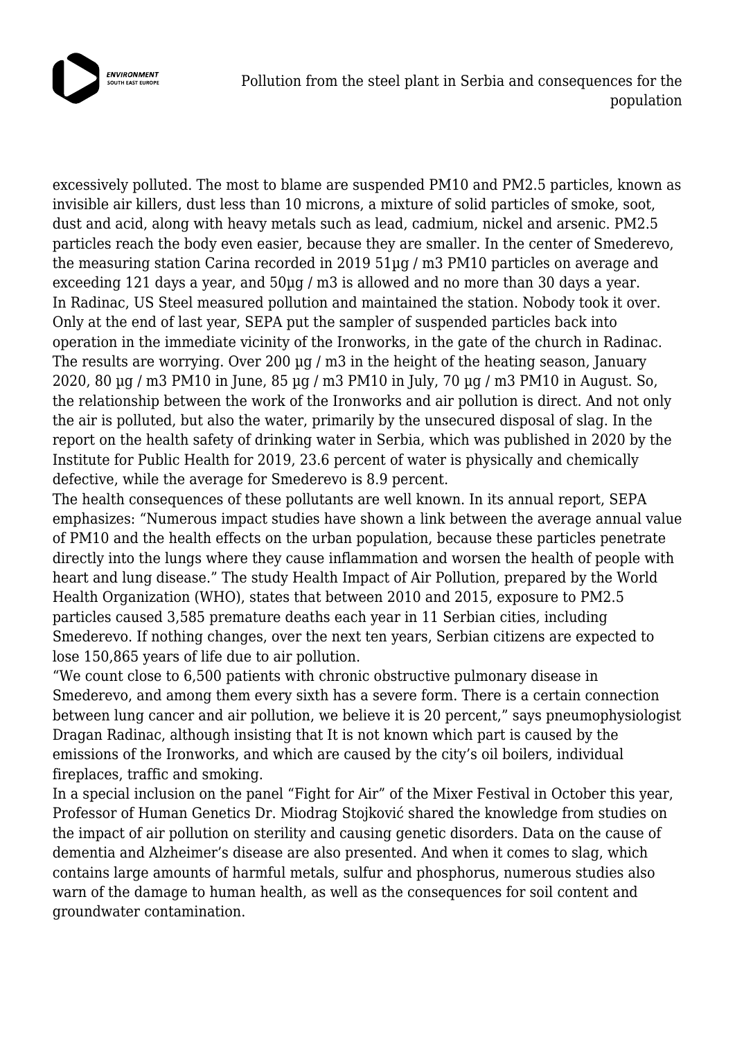excessively polluted. The most to blame are suspended PM10 and PM2.5 particles, known as invisible air killers, dust less than 10 microns, a mixture of solid particles of smoke, soot, dust and acid, along with heavy metals such as lead, cadmium, nickel and arsenic. PM2.5 particles reach the body even easier, because they are smaller. In the center of Smederevo, the measuring station Carina recorded in 2019 51µg / m3 PM10 particles on average and exceeding 121 days a year, and 50µg / m3 is allowed and no more than 30 days a year. In Radinac, US Steel measured pollution and maintained the station. Nobody took it over. Only at the end of last year, SEPA put the sampler of suspended particles back into operation in the immediate vicinity of the Ironworks, in the gate of the church in Radinac. The results are worrying. Over 200 µg / m3 in the height of the heating season, January 2020, 80 µg / m3 PM10 in June, 85 µg / m3 PM10 in July, 70 µg / m3 PM10 in August. So, the relationship between the work of the Ironworks and air pollution is direct. And not only the air is polluted, but also the water, primarily by the unsecured disposal of slag. In the report on the health safety of drinking water in Serbia, which was published in 2020 by the Institute for Public Health for 2019, 23.6 percent of water is physically and chemically defective, while the average for Smederevo is 8.9 percent.

The health consequences of these pollutants are well known. In its annual report, SEPA emphasizes: "Numerous impact studies have shown a link between the average annual value of PM10 and the health effects on the urban population, because these particles penetrate directly into the lungs where they cause inflammation and worsen the health of people with heart and lung disease." The study Health Impact of Air Pollution, prepared by the World Health Organization (WHO), states that between 2010 and 2015, exposure to PM2.5 particles caused 3,585 premature deaths each year in 11 Serbian cities, including Smederevo. If nothing changes, over the next ten years, Serbian citizens are expected to lose 150,865 years of life due to air pollution.

"We count close to 6,500 patients with chronic obstructive pulmonary disease in Smederevo, and among them every sixth has a severe form. There is a certain connection between lung cancer and air pollution, we believe it is 20 percent," says pneumophysiologist Dragan Radinac, although insisting that It is not known which part is caused by the emissions of the Ironworks, and which are caused by the city's oil boilers, individual fireplaces, traffic and smoking.

In a special inclusion on the panel "Fight for Air" of the Mixer Festival in October this year, Professor of Human Genetics Dr. Miodrag Stojković shared the knowledge from studies on the impact of air pollution on sterility and causing genetic disorders. Data on the cause of dementia and Alzheimer's disease are also presented. And when it comes to slag, which contains large amounts of harmful metals, sulfur and phosphorus, numerous studies also warn of the damage to human health, as well as the consequences for soil content and groundwater contamination.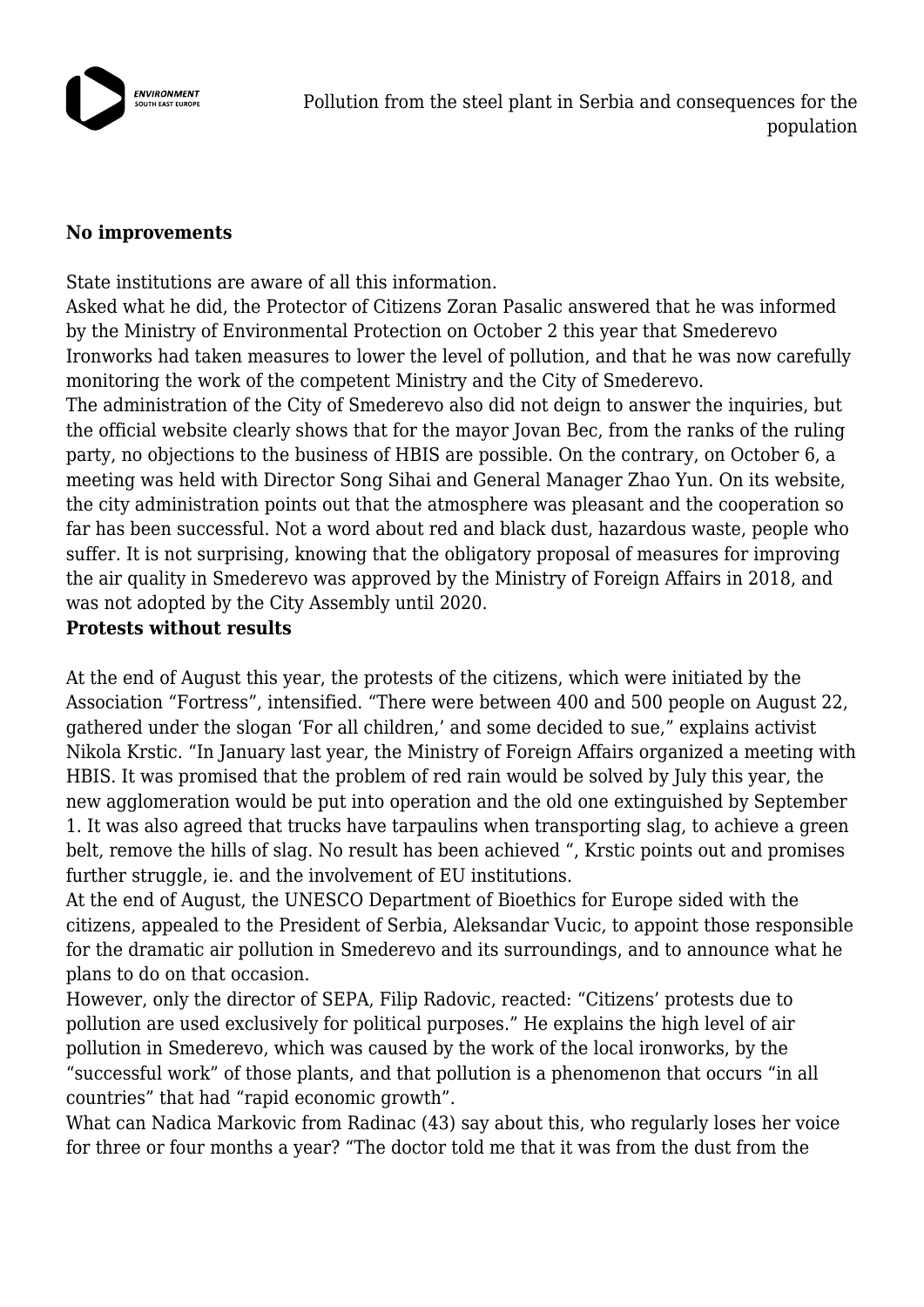**No improvements**

State institutions are aware of all this information.
Asked what he did, the Protector of Citizens Zoran Pasalic answered that he was informed by the Ministry of Environmental Protection on October 2 this year that Smederevo Ironworks had taken measures to lower the level of pollution, and that he was now carefully monitoring the work of the competent Ministry and the City of Smederevo.
The administration of the City of Smederevo also did not deign to answer the inquiries, but the official website clearly shows that for the mayor Jovan Bec, from the ranks of the ruling party, no objections to the business of HBIS are possible. On the contrary, on October 6, a meeting was held with Director Song Sihai and General Manager Zhao Yun. On its website, the city administration points out that the atmosphere was pleasant and the cooperation so far has been successful. Not a word about red and black dust, hazardous waste, people who suffer. It is not surprising, knowing that the obligatory proposal of measures for improving the air quality in Smederevo was approved by the Ministry of Foreign Affairs in 2018, and was not adopted by the City Assembly until 2020.

**Protests without results**

At the end of August this year, the protests of the citizens, which were initiated by the Association "Fortress", intensified. "There were between 400 and 500 people on August 22, gathered under the slogan 'For all children,' and some decided to sue," explains activist Nikola Krstic. "In January last year, the Ministry of Foreign Affairs organized a meeting with HBIS. It was promised that the problem of red rain would be solved by July this year, the new agglomeration would be put into operation and the old one extinguished by September 1. It was also agreed that trucks have tarpaulins when transporting slag, to achieve a green belt, remove the hills of slag. No result has been achieved ", Krstic points out and promises further struggle, ie. and the involvement of EU institutions.
At the end of August, the UNESCO Department of Bioethics for Europe sided with the citizens, appealed to the President of Serbia, Aleksandar Vucic, to appoint those responsible for the dramatic air pollution in Smederevo and its surroundings, and to announce what he plans to do on that occasion.
However, only the director of SEPA, Filip Radovic, reacted: "Citizens' protests due to pollution are used exclusively for political purposes." He explains the high level of air pollution in Smederevo, which was caused by the work of the local ironworks, by the "successful work" of those plants, and that pollution is a phenomenon that occurs "in all countries" that had "rapid economic growth".
What can Nadica Markovic from Radinac (43) say about this, who regularly loses her voice for three or four months a year? "The doctor told me that it was from the dust from the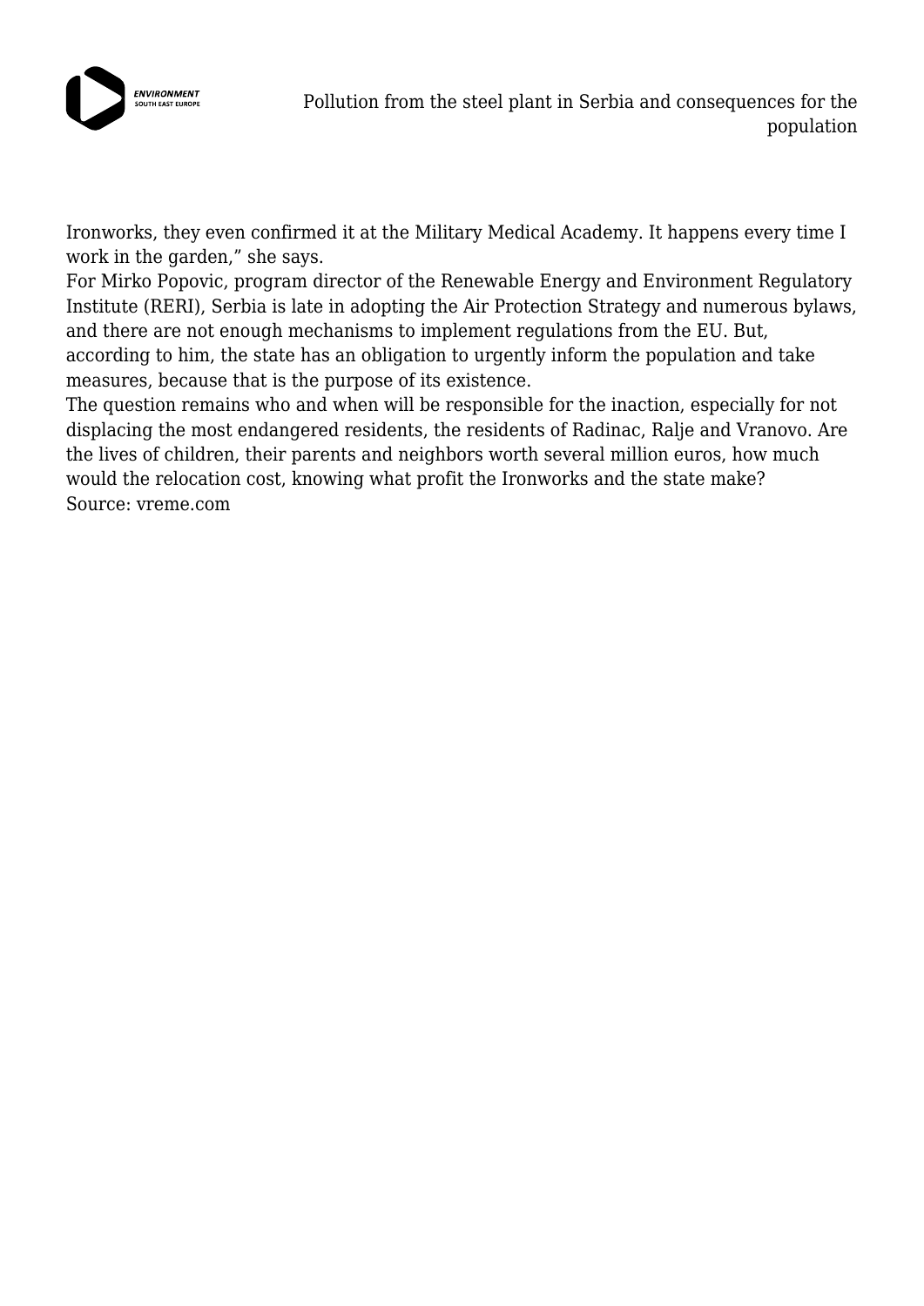Ironworks, they even confirmed it at the Military Medical Academy. It happens every time I work in the garden," she says.

For Mirko Popovic, program director of the Renewable Energy and Environment Regulatory Institute (RERI), Serbia is late in adopting the Air Protection Strategy and numerous bylaws, and there are not enough mechanisms to implement regulations from the EU. But, according to him, the state has an obligation to urgently inform the population and take measures, because that is the purpose of its existence.

The question remains who and when will be responsible for the inaction, especially for not displacing the most endangered residents, the residents of Radinac, Ralje and Vranovo. Are the lives of children, their parents and neighbors worth several million euros, how much would the relocation cost, knowing what profit the Ironworks and the state make?

Source: vreme.com